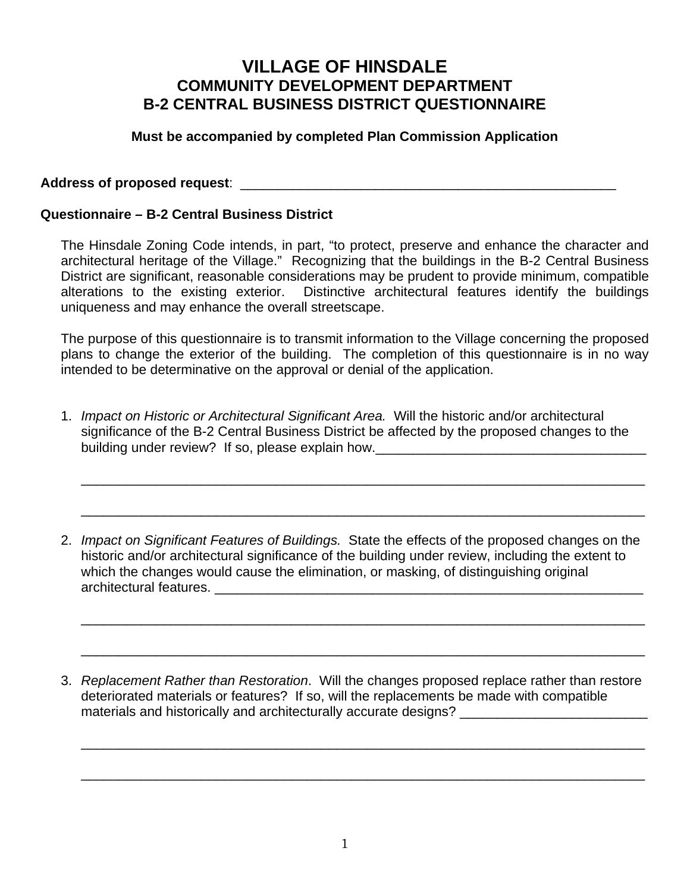# VILLAGE OF HINSDALE
## COMMUNITY DEVELOPMENT DEPARTMENT
## B-2 CENTRAL BUSINESS DISTRICT QUESTIONNAIRE

**Must be accompanied by completed Plan Commission Application**

**Address of proposed request**: ____________________________________________________

**Questionnaire – B-2 Central Business District**

The Hinsdale Zoning Code intends, in part, "to protect, preserve and enhance the character and architectural heritage of the Village." Recognizing that the buildings in the B-2 Central Business District are significant, reasonable considerations may be prudent to provide minimum, compatible alterations to the existing exterior. Distinctive architectural features identify the buildings uniqueness and may enhance the overall streetscape.

The purpose of this questionnaire is to transmit information to the Village concerning the proposed plans to change the exterior of the building. The completion of this questionnaire is in no way intended to be determinative on the approval or denial of the application.

1. *Impact on Historic or Architectural Significant Area.* Will the historic and/or architectural significance of the B-2 Central Business District be affected by the proposed changes to the building under review? If so, please explain how._____________________________________

   ______________________________________________________________________________

   ______________________________________________________________________________

2. *Impact on Significant Features of Buildings.* State the effects of the proposed changes on the historic and/or architectural significance of the building under review, including the extent to which the changes would cause the elimination, or masking, of distinguishing original architectural features. ____________________________________________________________

   ______________________________________________________________________________

   ______________________________________________________________________________

3. *Replacement Rather than Restoration*. Will the changes proposed replace rather than restore deteriorated materials or features? If so, will the replacements be made with compatible materials and historically and architecturally accurate designs? _________________________

   ______________________________________________________________________________

   ______________________________________________________________________________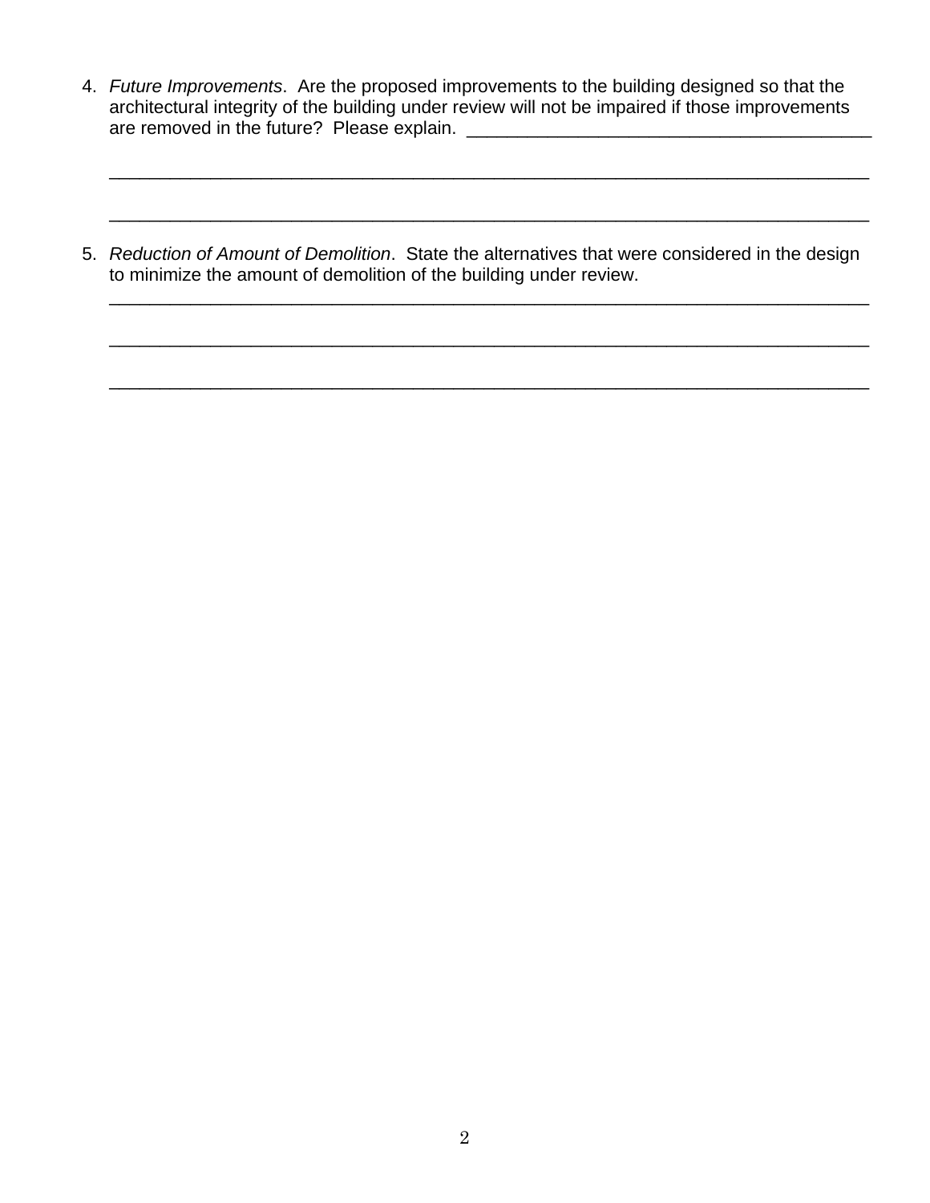4. *Future Improvements*. Are the proposed improvements to the building designed so that the architectural integrity of the building under review will not be impaired if those improvements are removed in the future? Please explain. ________________________________________

   ___________________________________________________________________________

   ___________________________________________________________________________

5. *Reduction of Amount of Demolition*. State the alternatives that were considered in the design to minimize the amount of demolition of the building under review.

   ___________________________________________________________________________

   ___________________________________________________________________________

   ___________________________________________________________________________